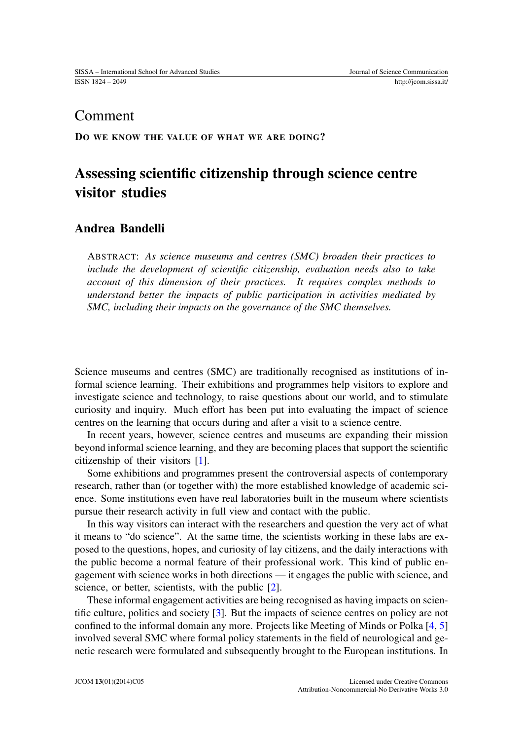Comment

**DO WE KNOW THE VALUE OF WHAT WE ARE DOING?**

# Assessing scientific citizenship through science centre visitor studies

## Andrea Bandelli

ABSTRACT: *As science museums and centres (SMC) broaden their practices to include the development of scientific citizenship, evaluation needs also to take account of this dimension of their practices. It requires complex methods to understand better the impacts of public participation in activities mediated by SMC, including their impacts on the governance of the SMC themselves.*

Science museums and centres (SMC) are traditionally recognised as institutions of informal science learning. Their exhibitions and programmes help visitors to explore and investigate science and technology, to raise questions about our world, and to stimulate curiosity and inquiry. Much effort has been put into evaluating the impact of science centres on the learning that occurs during and after a visit to a science centre.

In recent years, however, science centres and museums are expanding their mission beyond informal science learning, and they are becoming places that support the scientific citizenship of their visitors [1].

Some exhibitions and programmes present the controversial aspects of contemporary research, rather than (or together with) the more established knowledge of academic science. Some institutions even have real laboratories built in the museum where scientists pursue their research activity in full view and contact with the public.

In this way visitors can interact with the researchers and question the very act of what it means to "do science". At the same time, the scientists working in these labs are exposed to the questions, hopes, and curiosity of lay citizens, and the daily interactions with the public become a normal feature of their professional work. This kind of public engagement with science works in both directions — it engages the public with science, and science, or better, scientists, with the public [2].

These informal engagement activities are being recognised as having impacts on scientific culture, politics and society [3]. But the impacts of science centres on policy are not confined to the informal domain any more. Projects like Meeting of Minds or Polka [4, 5] involved several SMC where formal policy statements in the field of neurological and genetic research were formulated and subsequently brought to the European institutions. In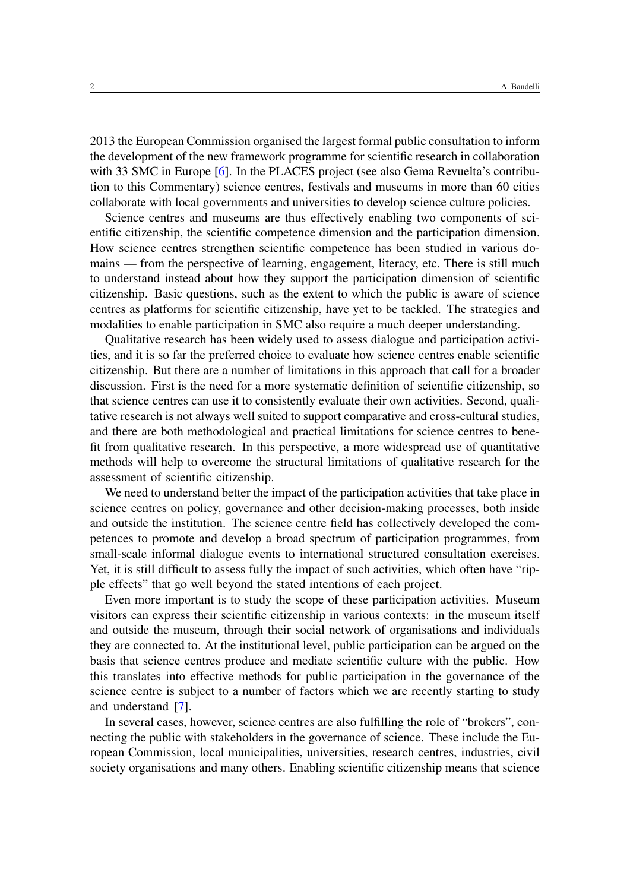2013 the European Commission organised the largest formal public consultation to inform the development of the new framework programme for scientific research in collaboration with 33 SMC in Europe [6]. In the PLACES project (see also Gema Revuelta's contribution to this Commentary) science centres, festivals and museums in more than 60 cities collaborate with local governments and universities to develop science culture policies.

Science centres and museums are thus effectively enabling two components of scientific citizenship, the scientific competence dimension and the participation dimension. How science centres strengthen scientific competence has been studied in various domains — from the perspective of learning, engagement, literacy, etc. There is still much to understand instead about how they support the participation dimension of scientific citizenship. Basic questions, such as the extent to which the public is aware of science centres as platforms for scientific citizenship, have yet to be tackled. The strategies and modalities to enable participation in SMC also require a much deeper understanding.

Qualitative research has been widely used to assess dialogue and participation activities, and it is so far the preferred choice to evaluate how science centres enable scientific citizenship. But there are a number of limitations in this approach that call for a broader discussion. First is the need for a more systematic definition of scientific citizenship, so that science centres can use it to consistently evaluate their own activities. Second, qualitative research is not always well suited to support comparative and cross-cultural studies, and there are both methodological and practical limitations for science centres to benefit from qualitative research. In this perspective, a more widespread use of quantitative methods will help to overcome the structural limitations of qualitative research for the assessment of scientific citizenship.

We need to understand better the impact of the participation activities that take place in science centres on policy, governance and other decision-making processes, both inside and outside the institution. The science centre field has collectively developed the competences to promote and develop a broad spectrum of participation programmes, from small-scale informal dialogue events to international structured consultation exercises. Yet, it is still difficult to assess fully the impact of such activities, which often have "ripple effects" that go well beyond the stated intentions of each project.

Even more important is to study the scope of these participation activities. Museum visitors can express their scientific citizenship in various contexts: in the museum itself and outside the museum, through their social network of organisations and individuals they are connected to. At the institutional level, public participation can be argued on the basis that science centres produce and mediate scientific culture with the public. How this translates into effective methods for public participation in the governance of the science centre is subject to a number of factors which we are recently starting to study and understand [7].

In several cases, however, science centres are also fulfilling the role of "brokers", connecting the public with stakeholders in the governance of science. These include the European Commission, local municipalities, universities, research centres, industries, civil society organisations and many others. Enabling scientific citizenship means that science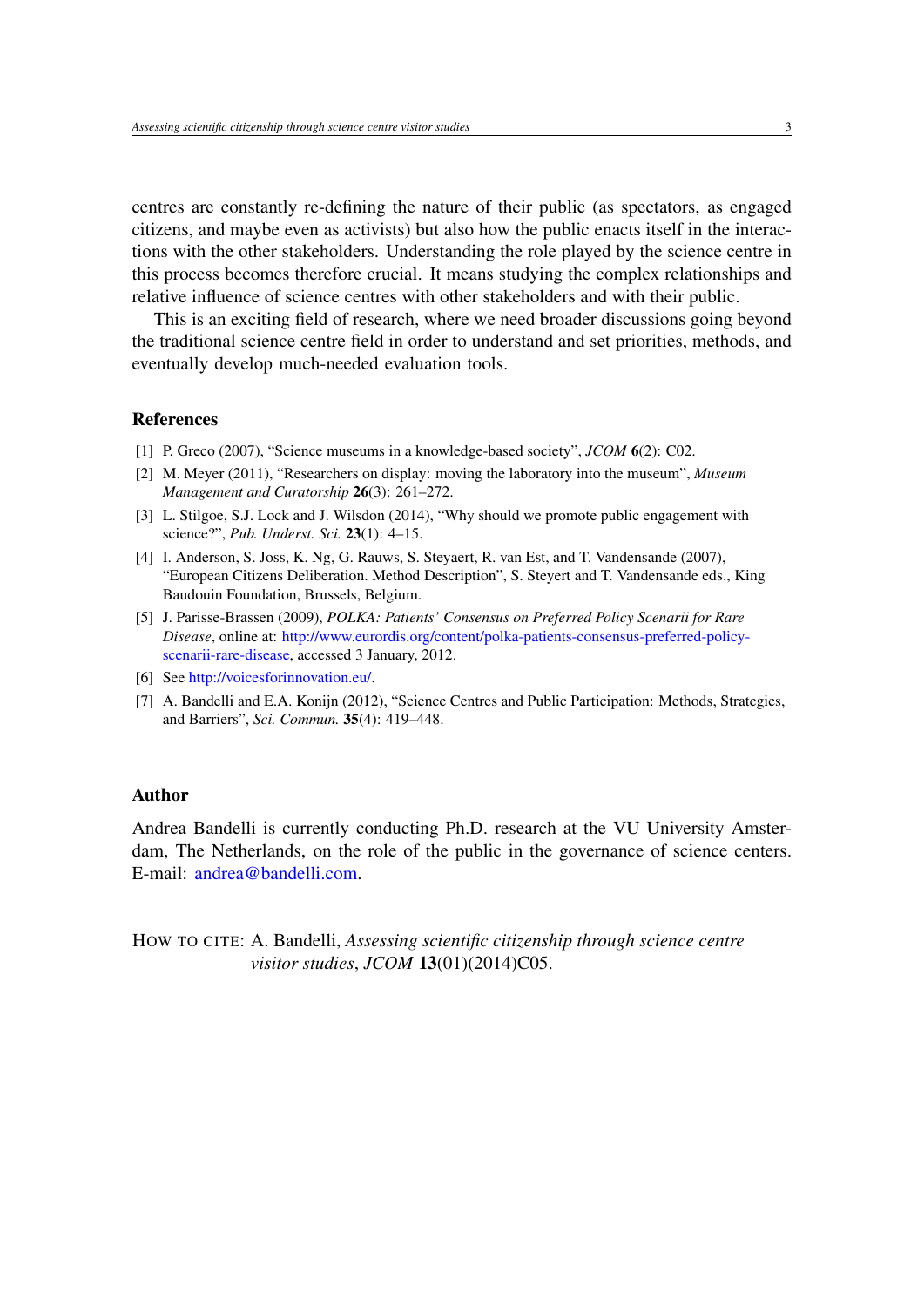centres are constantly re-defining the nature of their public (as spectators, as engaged citizens, and maybe even as activists) but also how the public enacts itself in the interactions with the other stakeholders. Understanding the role played by the science centre in this process becomes therefore crucial. It means studying the complex relationships and relative influence of science centres with other stakeholders and with their public.

This is an exciting field of research, where we need broader discussions going beyond the traditional science centre field in order to understand and set priorities, methods, and eventually develop much-needed evaluation tools.

## References

[1] P. Greco (2007), "Science museums in a knowledge-based society", *JCOM* **6**(2): C02.

[2] M. Meyer (2011), "Researchers on display: moving the laboratory into the museum", *Museum Management and Curatorship* **26**(3): 261–272.

[3] L. Stilgoe, S.J. Lock and J. Wilsdon (2014), "Why should we promote public engagement with science?", *Pub. Underst. Sci.* **23**(1): 4–15.

[4] I. Anderson, S. Joss, K. Ng, G. Rauws, S. Steyaert, R. van Est, and T. Vandensande (2007), "European Citizens Deliberation. Method Description", S. Steyert and T. Vandensande eds., King Baudouin Foundation, Brussels, Belgium.

[5] J. Parisse-Brassen (2009), *POLKA: Patients' Consensus on Preferred Policy Scenarii for Rare Disease*, online at: http://www.eurordis.org/content/polka-patients-consensus-preferred-policy-scenarii-rare-disease, accessed 3 January, 2012.

[6] See http://voicesforinnovation.eu/.

[7] A. Bandelli and E.A. Konijn (2012), "Science Centres and Public Participation: Methods, Strategies, and Barriers", *Sci. Commun.* **35**(4): 419–448.

## Author

Andrea Bandelli is currently conducting Ph.D. research at the VU University Amsterdam, The Netherlands, on the role of the public in the governance of science centers. E-mail: andrea@bandelli.com.

HOW TO CITE: A. Bandelli, *Assessing scientific citizenship through science centre visitor studies*, *JCOM* **13**(01)(2014)C05.